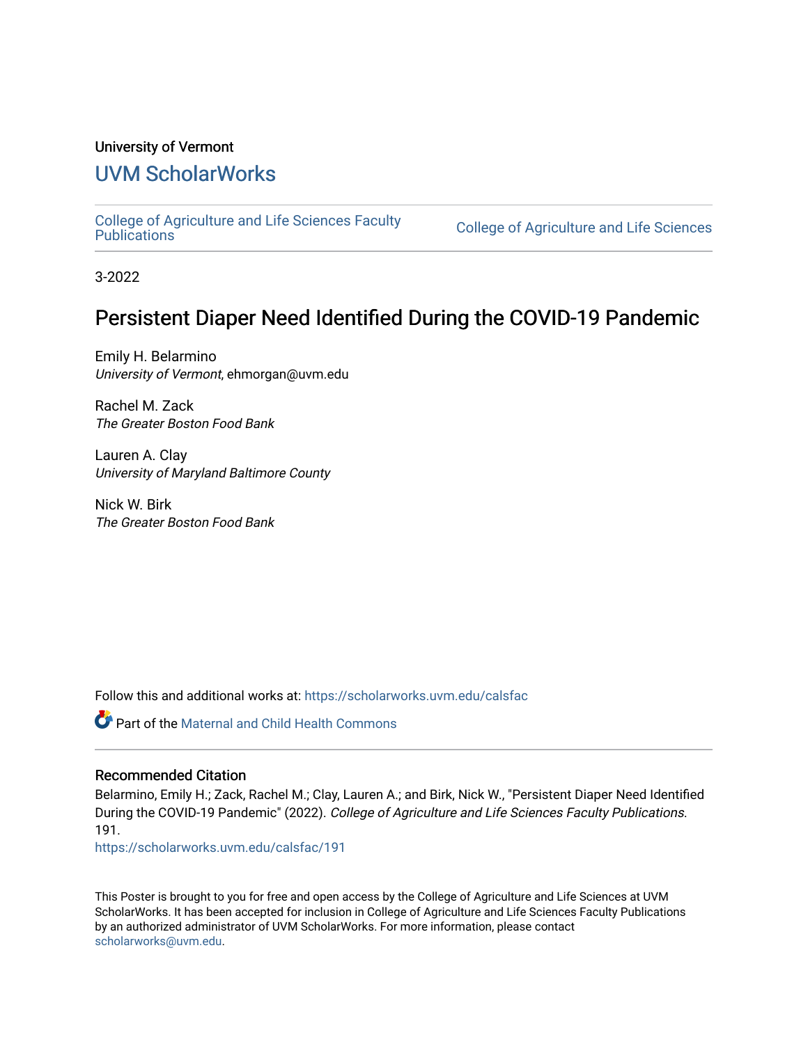University of Vermont

## UVM ScholarWorks

College of Agriculture and Life Sciences Faculty Publications | College of Agriculture and Life Sciences

3-2022

# Persistent Diaper Need Identified During the COVID-19 Pandemic

Emily H. Belarmino
*University of Vermont*, ehmorgan@uvm.edu

Rachel M. Zack
*The Greater Boston Food Bank*

Lauren A. Clay
*University of Maryland Baltimore County*

Nick W. Birk
*The Greater Boston Food Bank*

Follow this and additional works at: https://scholarworks.uvm.edu/calsfac

Part of the Maternal and Child Health Commons

### Recommended Citation

Belarmino, Emily H.; Zack, Rachel M.; Clay, Lauren A.; and Birk, Nick W., "Persistent Diaper Need Identified During the COVID-19 Pandemic" (2022). *College of Agriculture and Life Sciences Faculty Publications*. 191.
https://scholarworks.uvm.edu/calsfac/191

This Poster is brought to you for free and open access by the College of Agriculture and Life Sciences at UVM ScholarWorks. It has been accepted for inclusion in College of Agriculture and Life Sciences Faculty Publications by an authorized administrator of UVM ScholarWorks. For more information, please contact scholarworks@uvm.edu.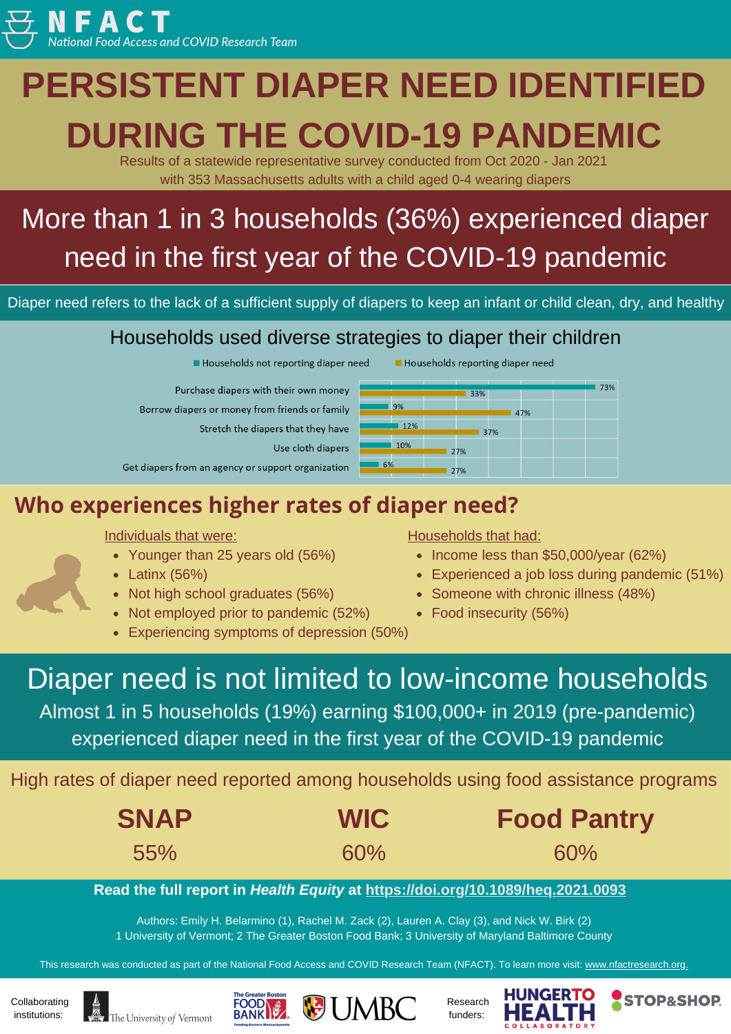# NFACT

*National Food Access and COVID Research Team*

# PERSISTENT DIAPER NEED IDENTIFIED DURING THE COVID-19 PANDEMIC

Results of a statewide representative survey conducted from Oct 2020 - Jan 2021 with 353 Massachusetts adults with a child aged 0-4 wearing diapers

## More than 1 in 3 households (36%) experienced diaper need in the first year of the COVID-19 pandemic

Diaper need refers to the lack of a sufficient supply of diapers to keep an infant or child clean, dry, and healthy

### Households used diverse strategies to diaper their children

Households not reporting diaper need
Households reporting diaper need

Purchase diapers with their own money
73%
33%

Borrow diapers or money from friends or family
9%
47%

Stretch the diapers that they have
12%
37%

Use cloth diapers
10%
27%

Get diapers from an agency or support organization
6%
27%

## Who experiences higher rates of diaper need?

Individuals that were:

- Younger than 25 years old (56%)
- Latinx (56%)
- Not high school graduates (56%)
- Not employed prior to pandemic (52%)
- Experiencing symptoms of depression (50%)

Households that had:

- Income less than $50,000/year (62%)
- Experienced a job loss during pandemic (51%)
- Someone with chronic illness (48%)
- Food insecurity (56%)

## Diaper need is not limited to low-income households

Almost 1 in 5 households (19%) earning $100,000+ in 2019 (pre-pandemic) experienced diaper need in the first year of the COVID-19 pandemic

### High rates of diaper need reported among households using food assistance programs

**SNAP** 55%

**WIC** 60%

**Food Pantry** 60%

**Read the full report in *Health Equity* at https://doi.org/10.1089/heq.2021.0093**

Authors: Emily H. Belarmino (1), Rachel M. Zack (2), Lauren A. Clay (3), and Nick W. Birk (2)
1 University of Vermont; 2 The Greater Boston Food Bank; 3 University of Maryland Baltimore County

This research was conducted as part of the National Food Access and COVID Research Team (NFACT). To learn more visit: www.nfactresearch.org.

Collaborating institutions: The University of Vermont, The Greater Boston Food Bank, UMBC

Research funders: Hunger to Health Collaboratory, Stop & Shop